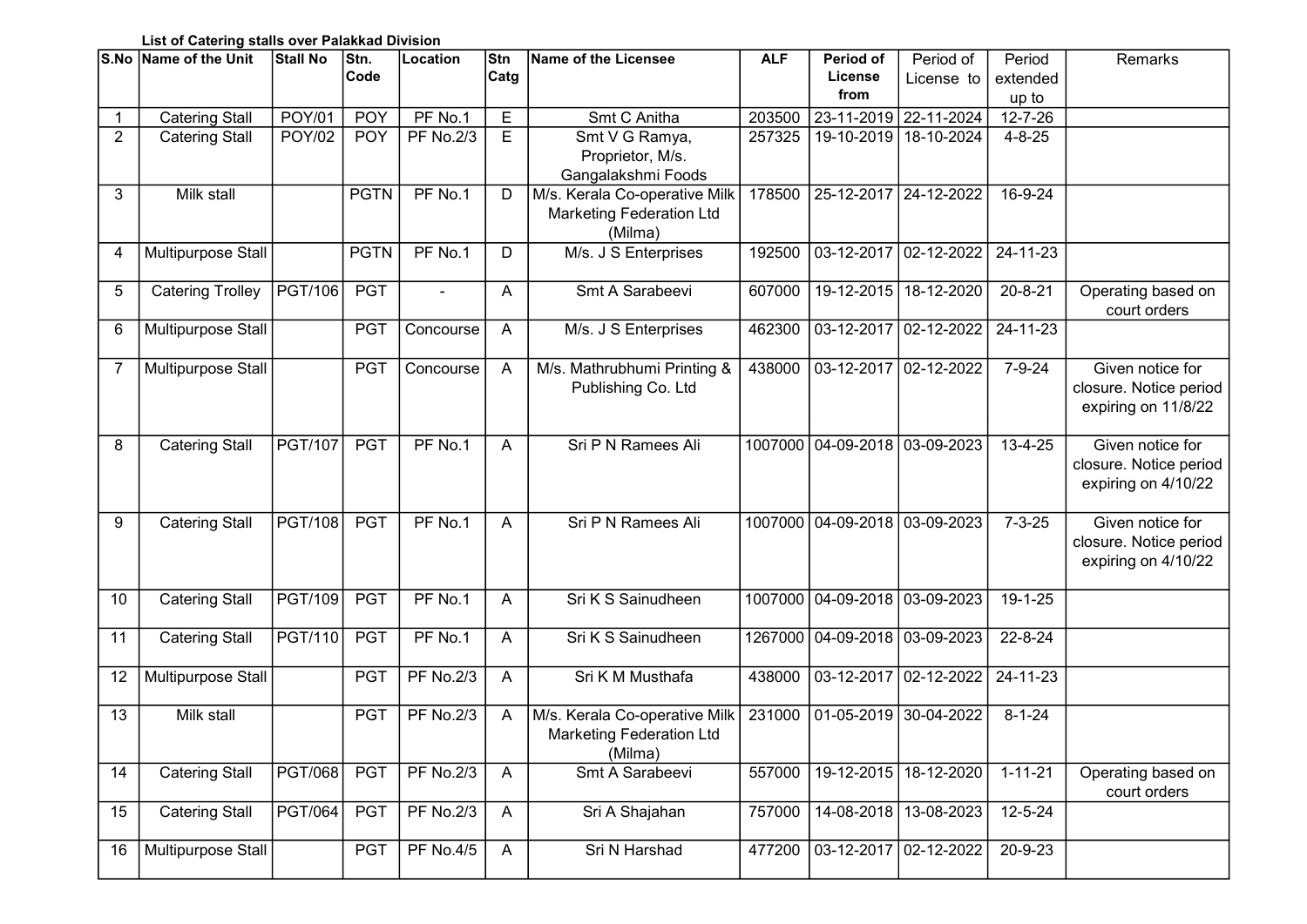**List of Catering stalls over Palakkad Division**

| S.No | Name of the Unit | Stall No | Stn. Code | Location | Stn Catg | Name of the Licensee | ALF | Period of License from | Period of License to | Period extended up to | Remarks |
|---|---|---|---|---|---|---|---|---|---|---|---|
| 1 | Catering Stall | POY/01 | POY | PF No.1 | E | Smt C Anitha | 203500 | 23-11-2019 | 22-11-2024 | 12-7-26 | |
| 2 | Catering Stall | POY/02 | POY | PF No.2/3 | E | Smt V G Ramya, Proprietor, M/s. Gangalakshmi Foods | 257325 | 19-10-2019 | 18-10-2024 | 4-8-25 | |
| 3 | Milk stall | | PGTN | PF No.1 | D | M/s. Kerala Co-operative Milk Marketing Federation Ltd (Milma) | 178500 | 25-12-2017 | 24-12-2022 | 16-9-24 | |
| 4 | Multipurpose Stall | | PGTN | PF No.1 | D | M/s. J S Enterprises | 192500 | 03-12-2017 | 02-12-2022 | 24-11-23 | |
| 5 | Catering Trolley | PGT/106 | PGT | - | A | Smt A Sarabeevi | 607000 | 19-12-2015 | 18-12-2020 | 20-8-21 | Operating based on court orders |
| 6 | Multipurpose Stall | | PGT | Concourse | A | M/s. J S Enterprises | 462300 | 03-12-2017 | 02-12-2022 | 24-11-23 | |
| 7 | Multipurpose Stall | | PGT | Concourse | A | M/s. Mathrubhumi Printing & Publishing Co. Ltd | 438000 | 03-12-2017 | 02-12-2022 | 7-9-24 | Given notice for closure. Notice period expiring on 11/8/22 |
| 8 | Catering Stall | PGT/107 | PGT | PF No.1 | A | Sri P N Ramees Ali | 1007000 | 04-09-2018 | 03-09-2023 | 13-4-25 | Given notice for closure. Notice period expiring on 4/10/22 |
| 9 | Catering Stall | PGT/108 | PGT | PF No.1 | A | Sri P N Ramees Ali | 1007000 | 04-09-2018 | 03-09-2023 | 7-3-25 | Given notice for closure. Notice period expiring on 4/10/22 |
| 10 | Catering Stall | PGT/109 | PGT | PF No.1 | A | Sri K S Sainudheen | 1007000 | 04-09-2018 | 03-09-2023 | 19-1-25 | |
| 11 | Catering Stall | PGT/110 | PGT | PF No.1 | A | Sri K S Sainudheen | 1267000 | 04-09-2018 | 03-09-2023 | 22-8-24 | |
| 12 | Multipurpose Stall | | PGT | PF No.2/3 | A | Sri K M Musthafa | 438000 | 03-12-2017 | 02-12-2022 | 24-11-23 | |
| 13 | Milk stall | | PGT | PF No.2/3 | A | M/s. Kerala Co-operative Milk Marketing Federation Ltd (Milma) | 231000 | 01-05-2019 | 30-04-2022 | 8-1-24 | |
| 14 | Catering Stall | PGT/068 | PGT | PF No.2/3 | A | Smt A Sarabeevi | 557000 | 19-12-2015 | 18-12-2020 | 1-11-21 | Operating based on court orders |
| 15 | Catering Stall | PGT/064 | PGT | PF No.2/3 | A | Sri A Shajahan | 757000 | 14-08-2018 | 13-08-2023 | 12-5-24 | |
| 16 | Multipurpose Stall | | PGT | PF No.4/5 | A | Sri N Harshad | 477200 | 03-12-2017 | 02-12-2022 | 20-9-23 | |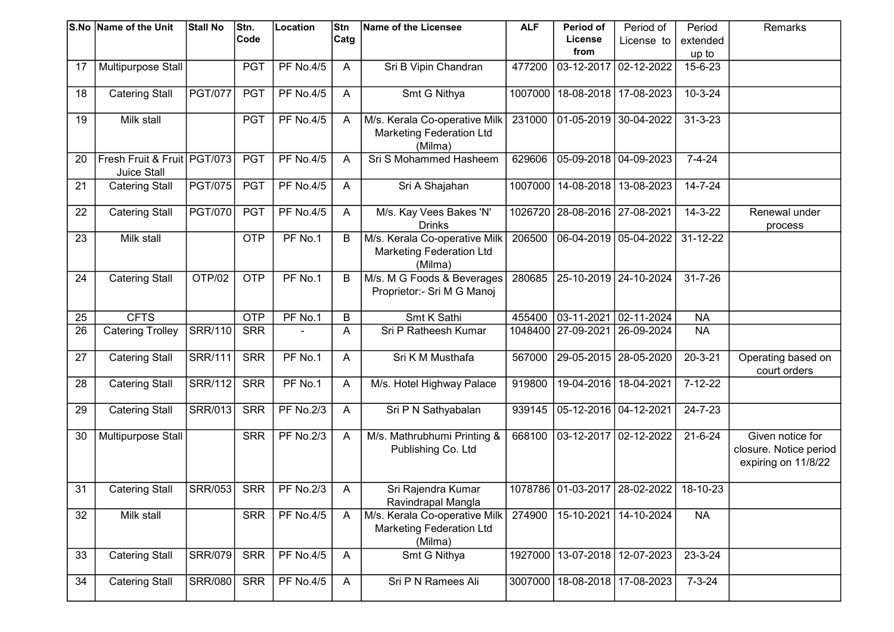| S.No | Name of the Unit | Stall No | Stn. Code | Location | Stn Catg | Name of the Licensee | ALF | Period of License from | Period of License to | Period extended up to | Remarks |
|---|---|---|---|---|---|---|---|---|---|---|---|
| 17 | Multipurpose Stall | | PGT | PF No.4/5 | A | Sri B Vipin Chandran | 477200 | 03-12-2017 | 02-12-2022 | 15-6-23 | |
| 18 | Catering Stall | PGT/077 | PGT | PF No.4/5 | A | Smt G Nithya | 1007000 | 18-08-2018 | 17-08-2023 | 10-3-24 | |
| 19 | Milk stall | | PGT | PF No.4/5 | A | M/s. Kerala Co-operative Milk Marketing Federation Ltd (Milma) | 231000 | 01-05-2019 | 30-04-2022 | 31-3-23 | |
| 20 | Fresh Fruit & Fruit Juice Stall | PGT/073 | PGT | PF No.4/5 | A | Sri S Mohammed Hasheem | 629606 | 05-09-2018 | 04-09-2023 | 7-4-24 | |
| 21 | Catering Stall | PGT/075 | PGT | PF No.4/5 | A | Sri A Shajahan | 1007000 | 14-08-2018 | 13-08-2023 | 14-7-24 | |
| 22 | Catering Stall | PGT/070 | PGT | PF No.4/5 | A | M/s. Kay Vees Bakes 'N' Drinks | 1026720 | 28-08-2016 | 27-08-2021 | 14-3-22 | Renewal under process |
| 23 | Milk stall | | OTP | PF No.1 | B | M/s. Kerala Co-operative Milk Marketing Federation Ltd (Milma) | 206500 | 06-04-2019 | 05-04-2022 | 31-12-22 | |
| 24 | Catering Stall | OTP/02 | OTP | PF No.1 | B | M/s. M G Foods & Beverages Proprietor:- Sri M G Manoj | 280685 | 25-10-2019 | 24-10-2024 | 31-7-26 | |
| 25 | CFTS | | OTP | PF No.1 | B | Smt K Sathi | 455400 | 03-11-2021 | 02-11-2024 | NA | |
| 26 | Catering Trolley | SRR/110 | SRR | - | A | Sri P Ratheesh Kumar | 1048400 | 27-09-2021 | 26-09-2024 | NA | |
| 27 | Catering Stall | SRR/111 | SRR | PF No.1 | A | Sri K M Musthafa | 567000 | 29-05-2015 | 28-05-2020 | 20-3-21 | Operating based on court orders |
| 28 | Catering Stall | SRR/112 | SRR | PF No.1 | A | M/s. Hotel Highway Palace | 919800 | 19-04-2016 | 18-04-2021 | 7-12-22 | |
| 29 | Catering Stall | SRR/013 | SRR | PF No.2/3 | A | Sri P N Sathyabalan | 939145 | 05-12-2016 | 04-12-2021 | 24-7-23 | |
| 30 | Multipurpose Stall | | SRR | PF No.2/3 | A | M/s. Mathrubhumi Printing & Publishing Co. Ltd | 668100 | 03-12-2017 | 02-12-2022 | 21-6-24 | Given notice for closure. Notice period expiring on 11/8/22 |
| 31 | Catering Stall | SRR/053 | SRR | PF No.2/3 | A | Sri Rajendra Kumar Ravindrapal Mangla | 1078786 | 01-03-2017 | 28-02-2022 | 18-10-23 | |
| 32 | Milk stall | | SRR | PF No.4/5 | A | M/s. Kerala Co-operative Milk Marketing Federation Ltd (Milma) | 274900 | 15-10-2021 | 14-10-2024 | NA | |
| 33 | Catering Stall | SRR/079 | SRR | PF No.4/5 | A | Smt G Nithya | 1927000 | 13-07-2018 | 12-07-2023 | 23-3-24 | |
| 34 | Catering Stall | SRR/080 | SRR | PF No.4/5 | A | Sri P N Ramees Ali | 3007000 | 18-08-2018 | 17-08-2023 | 7-3-24 | |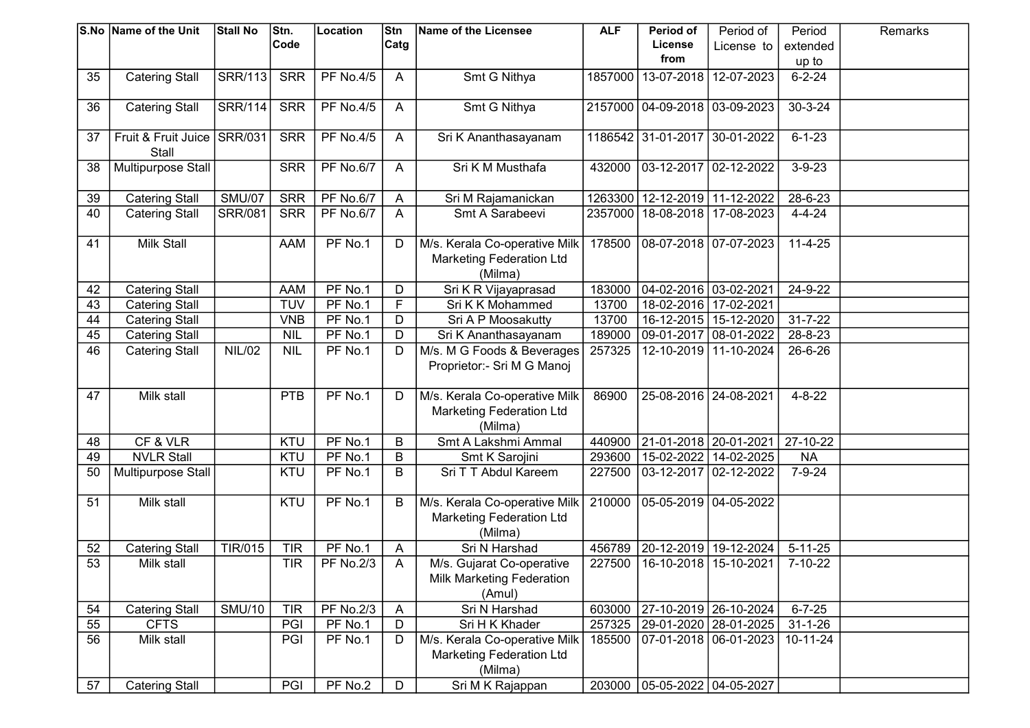| S.No | Name of the Unit | Stall No | Stn. Code | Location | Stn Catg | Name of the Licensee | ALF | Period of License from | Period of License to | Period extended up to | Remarks |
|---|---|---|---|---|---|---|---|---|---|---|---|
| 35 | Catering Stall | SRR/113 | SRR | PF No.4/5 | A | Smt G Nithya | 1857000 | 13-07-2018 | 12-07-2023 | 6-2-24 | |
| 36 | Catering Stall | SRR/114 | SRR | PF No.4/5 | A | Smt G Nithya | 2157000 | 04-09-2018 | 03-09-2023 | 30-3-24 | |
| 37 | Fruit & Fruit Juice Stall | SRR/031 | SRR | PF No.4/5 | A | Sri K Ananthasayanam | 1186542 | 31-01-2017 | 30-01-2022 | 6-1-23 | |
| 38 | Multipurpose Stall | | SRR | PF No.6/7 | A | Sri K M Musthafa | 432000 | 03-12-2017 | 02-12-2022 | 3-9-23 | |
| 39 | Catering Stall | SMU/07 | SRR | PF No.6/7 | A | Sri M Rajamanickan | 1263300 | 12-12-2019 | 11-12-2022 | 28-6-23 | |
| 40 | Catering Stall | SRR/081 | SRR | PF No.6/7 | A | Smt A Sarabeevi | 2357000 | 18-08-2018 | 17-08-2023 | 4-4-24 | |
| 41 | Milk Stall | | AAM | PF No.1 | D | M/s. Kerala Co-operative Milk Marketing Federation Ltd (Milma) | 178500 | 08-07-2018 | 07-07-2023 | 11-4-25 | |
| 42 | Catering Stall | | AAM | PF No.1 | D | Sri K R Vijayaprasad | 183000 | 04-02-2016 | 03-02-2021 | 24-9-22 | |
| 43 | Catering Stall | | TUV | PF No.1 | F | Sri K K Mohammed | 13700 | 18-02-2016 | 17-02-2021 | | |
| 44 | Catering Stall | | VNB | PF No.1 | D | Sri A P Moosakutty | 13700 | 16-12-2015 | 15-12-2020 | 31-7-22 | |
| 45 | Catering Stall | | NIL | PF No.1 | D | Sri K Ananthasayanam | 189000 | 09-01-2017 | 08-01-2022 | 28-8-23 | |
| 46 | Catering Stall | NIL/02 | NIL | PF No.1 | D | M/s. M G Foods & Beverages Proprietor:- Sri M G Manoj | 257325 | 12-10-2019 | 11-10-2024 | 26-6-26 | |
| 47 | Milk stall | | PTB | PF No.1 | D | M/s. Kerala Co-operative Milk Marketing Federation Ltd (Milma) | 86900 | 25-08-2016 | 24-08-2021 | 4-8-22 | |
| 48 | CF & VLR | | KTU | PF No.1 | B | Smt A Lakshmi Ammal | 440900 | 21-01-2018 | 20-01-2021 | 27-10-22 | |
| 49 | NVLR Stall | | KTU | PF No.1 | B | Smt K Sarojini | 293600 | 15-02-2022 | 14-02-2025 | NA | |
| 50 | Multipurpose Stall | | KTU | PF No.1 | B | Sri T T Abdul Kareem | 227500 | 03-12-2017 | 02-12-2022 | 7-9-24 | |
| 51 | Milk stall | | KTU | PF No.1 | B | M/s. Kerala Co-operative Milk Marketing Federation Ltd (Milma) | 210000 | 05-05-2019 | 04-05-2022 | | |
| 52 | Catering Stall | TIR/015 | TIR | PF No.1 | A | Sri N Harshad | 456789 | 20-12-2019 | 19-12-2024 | 5-11-25 | |
| 53 | Milk stall | | TIR | PF No.2/3 | A | M/s. Gujarat Co-operative Milk Marketing Federation (Amul) | 227500 | 16-10-2018 | 15-10-2021 | 7-10-22 | |
| 54 | Catering Stall | SMU/10 | TIR | PF No.2/3 | A | Sri N Harshad | 603000 | 27-10-2019 | 26-10-2024 | 6-7-25 | |
| 55 | CFTS | | PGI | PF No.1 | D | Sri H K Khader | 257325 | 29-01-2020 | 28-01-2025 | 31-1-26 | |
| 56 | Milk stall | | PGI | PF No.1 | D | M/s. Kerala Co-operative Milk Marketing Federation Ltd (Milma) | 185500 | 07-01-2018 | 06-01-2023 | 10-11-24 | |
| 57 | Catering Stall | | PGI | PF No.2 | D | Sri M K Rajappan | 203000 | 05-05-2022 | 04-05-2027 | | |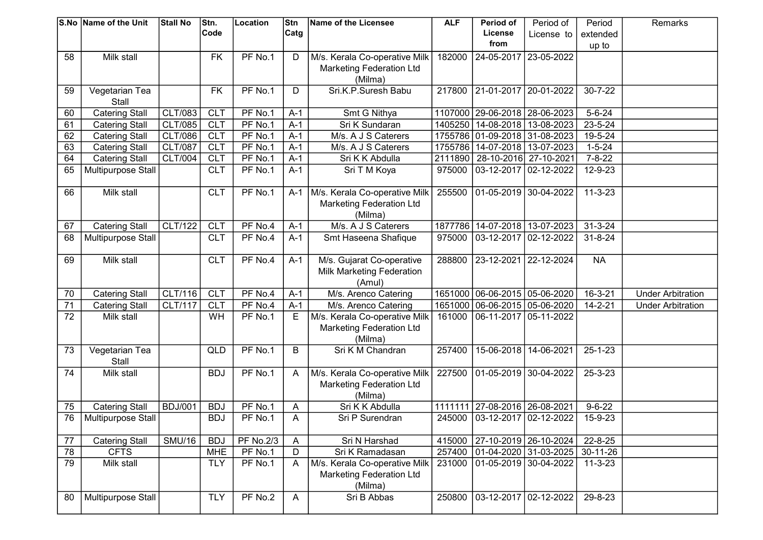| S.No | Name of the Unit | Stall No | Stn. Code | Location | Stn Catg | Name of the Licensee | ALF | Period of License from | Period of License to | Period extended up to | Remarks |
|---|---|---|---|---|---|---|---|---|---|---|---|
| 58 | Milk stall | | FK | PF No.1 | D | M/s. Kerala Co-operative Milk Marketing Federation Ltd (Milma) | 182000 | 24-05-2017 | 23-05-2022 | | |
| 59 | Vegetarian Tea Stall | | FK | PF No.1 | D | Sri.K.P.Suresh Babu | 217800 | 21-01-2017 | 20-01-2022 | 30-7-22 | |
| 60 | Catering Stall | CLT/083 | CLT | PF No.1 | A-1 | Smt G Nithya | 1107000 | 29-06-2018 | 28-06-2023 | 5-6-24 | |
| 61 | Catering Stall | CLT/085 | CLT | PF No.1 | A-1 | Sri K Sundaran | 1405250 | 14-08-2018 | 13-08-2023 | 23-5-24 | |
| 62 | Catering Stall | CLT/086 | CLT | PF No.1 | A-1 | M/s. A J S Caterers | 1755786 | 01-09-2018 | 31-08-2023 | 19-5-24 | |
| 63 | Catering Stall | CLT/087 | CLT | PF No.1 | A-1 | M/s. A J S Caterers | 1755786 | 14-07-2018 | 13-07-2023 | 1-5-24 | |
| 64 | Catering Stall | CLT/004 | CLT | PF No.1 | A-1 | Sri K K Abdulla | 2111890 | 28-10-2016 | 27-10-2021 | 7-8-22 | |
| 65 | Multipurpose Stall | | CLT | PF No.1 | A-1 | Sri T M Koya | 975000 | 03-12-2017 | 02-12-2022 | 12-9-23 | |
| 66 | Milk stall | | CLT | PF No.1 | A-1 | M/s. Kerala Co-operative Milk Marketing Federation Ltd (Milma) | 255500 | 01-05-2019 | 30-04-2022 | 11-3-23 | |
| 67 | Catering Stall | CLT/122 | CLT | PF No.4 | A-1 | M/s. A J S Caterers | 1877786 | 14-07-2018 | 13-07-2023 | 31-3-24 | |
| 68 | Multipurpose Stall | | CLT | PF No.4 | A-1 | Smt Haseena Shafique | 975000 | 03-12-2017 | 02-12-2022 | 31-8-24 | |
| 69 | Milk stall | | CLT | PF No.4 | A-1 | M/s. Gujarat Co-operative Milk Marketing Federation (Amul) | 288800 | 23-12-2021 | 22-12-2024 | NA | |
| 70 | Catering Stall | CLT/116 | CLT | PF No.4 | A-1 | M/s. Arenco Catering | 1651000 | 06-06-2015 | 05-06-2020 | 16-3-21 | Under Arbitration |
| 71 | Catering Stall | CLT/117 | CLT | PF No.4 | A-1 | M/s. Arenco Catering | 1651000 | 06-06-2015 | 05-06-2020 | 14-2-21 | Under Arbitration |
| 72 | Milk stall | | WH | PF No.1 | E | M/s. Kerala Co-operative Milk Marketing Federation Ltd (Milma) | 161000 | 06-11-2017 | 05-11-2022 | | |
| 73 | Vegetarian Tea Stall | | QLD | PF No.1 | B | Sri K M Chandran | 257400 | 15-06-2018 | 14-06-2021 | 25-1-23 | |
| 74 | Milk stall | | BDJ | PF No.1 | A | M/s. Kerala Co-operative Milk Marketing Federation Ltd (Milma) | 227500 | 01-05-2019 | 30-04-2022 | 25-3-23 | |
| 75 | Catering Stall | BDJ/001 | BDJ | PF No.1 | A | Sri K K Abdulla | 1111111 | 27-08-2016 | 26-08-2021 | 9-6-22 | |
| 76 | Multipurpose Stall | | BDJ | PF No.1 | A | Sri P Surendran | 245000 | 03-12-2017 | 02-12-2022 | 15-9-23 | |
| 77 | Catering Stall | SMU/16 | BDJ | PF No.2/3 | A | Sri N Harshad | 415000 | 27-10-2019 | 26-10-2024 | 22-8-25 | |
| 78 | CFTS | | MHE | PF No.1 | D | Sri K Ramadasan | 257400 | 01-04-2020 | 31-03-2025 | 30-11-26 | |
| 79 | Milk stall | | TLY | PF No.1 | A | M/s. Kerala Co-operative Milk Marketing Federation Ltd (Milma) | 231000 | 01-05-2019 | 30-04-2022 | 11-3-23 | |
| 80 | Multipurpose Stall | | TLY | PF No.2 | A | Sri B Abbas | 250800 | 03-12-2017 | 02-12-2022 | 29-8-23 | |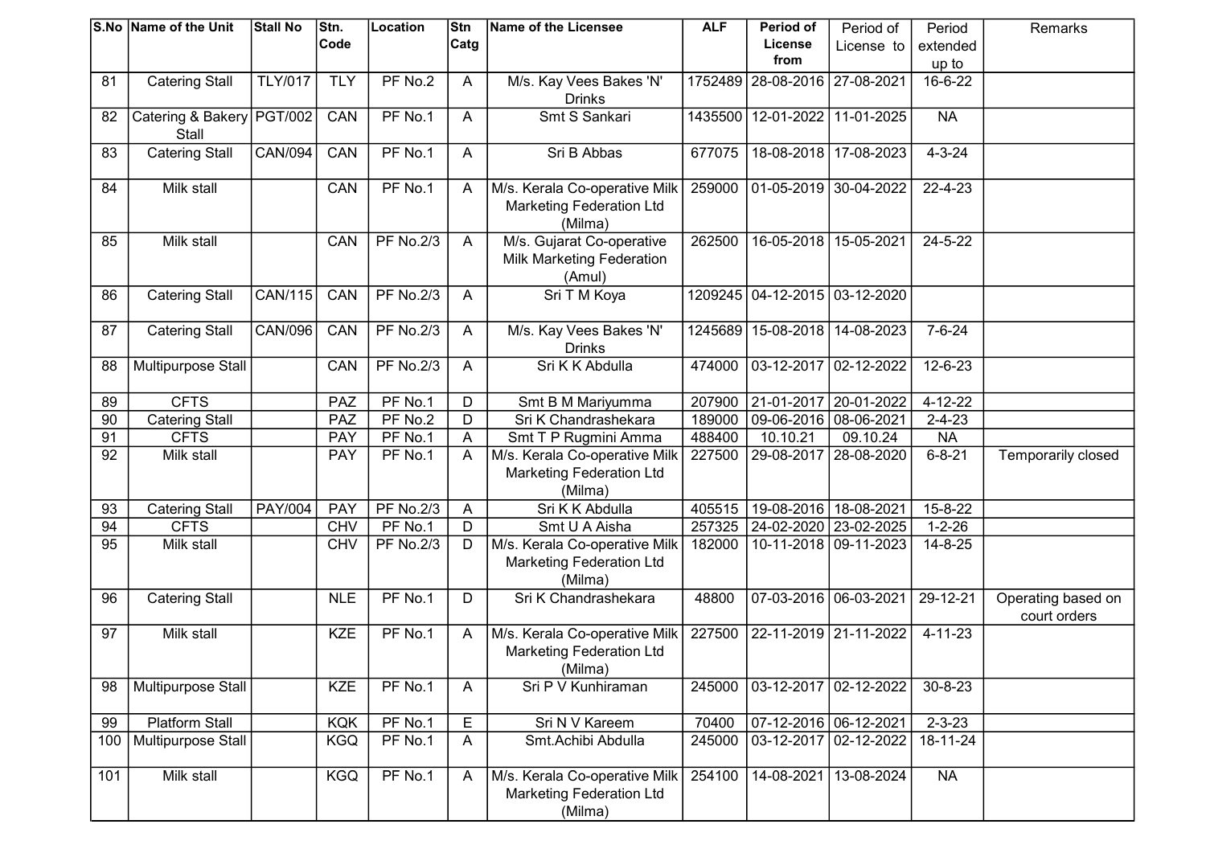| S.No | Name of the Unit | Stall No | Stn. Code | Location | Stn Catg | Name of the Licensee | ALF | Period of License from | Period of License to | Period extended up to | Remarks |
|---|---|---|---|---|---|---|---|---|---|---|---|
| 81 | Catering Stall | TLY/017 | TLY | PF No.2 | A | M/s. Kay Vees Bakes 'N' Drinks | 1752489 | 28-08-2016 | 27-08-2021 | 16-6-22 | |
| 82 | Catering & Bakery Stall | PGT/002 | CAN | PF No.1 | A | Smt S Sankari | 1435500 | 12-01-2022 | 11-01-2025 | NA | |
| 83 | Catering Stall | CAN/094 | CAN | PF No.1 | A | Sri B Abbas | 677075 | 18-08-2018 | 17-08-2023 | 4-3-24 | |
| 84 | Milk stall | | CAN | PF No.1 | A | M/s. Kerala Co-operative Milk Marketing Federation Ltd (Milma) | 259000 | 01-05-2019 | 30-04-2022 | 22-4-23 | |
| 85 | Milk stall | | CAN | PF No.2/3 | A | M/s. Gujarat Co-operative Milk Marketing Federation (Amul) | 262500 | 16-05-2018 | 15-05-2021 | 24-5-22 | |
| 86 | Catering Stall | CAN/115 | CAN | PF No.2/3 | A | Sri T M Koya | 1209245 | 04-12-2015 | 03-12-2020 | | |
| 87 | Catering Stall | CAN/096 | CAN | PF No.2/3 | A | M/s. Kay Vees Bakes 'N' Drinks | 1245689 | 15-08-2018 | 14-08-2023 | 7-6-24 | |
| 88 | Multipurpose Stall | | CAN | PF No.2/3 | A | Sri K K Abdulla | 474000 | 03-12-2017 | 02-12-2022 | 12-6-23 | |
| 89 | CFTS | | PAZ | PF No.1 | D | Smt B M Mariyumma | 207900 | 21-01-2017 | 20-01-2022 | 4-12-22 | |
| 90 | Catering Stall | | PAZ | PF No.2 | D | Sri K Chandrashekara | 189000 | 09-06-2016 | 08-06-2021 | 2-4-23 | |
| 91 | CFTS | | PAY | PF No.1 | A | Smt T P Rugmini Amma | 488400 | 10.10.21 | 09.10.24 | NA | |
| 92 | Milk stall | | PAY | PF No.1 | A | M/s. Kerala Co-operative Milk Marketing Federation Ltd (Milma) | 227500 | 29-08-2017 | 28-08-2020 | 6-8-21 | Temporarily closed |
| 93 | Catering Stall | PAY/004 | PAY | PF No.2/3 | A | Sri K K Abdulla | 405515 | 19-08-2016 | 18-08-2021 | 15-8-22 | |
| 94 | CFTS | | CHV | PF No.1 | D | Smt U A Aisha | 257325 | 24-02-2020 | 23-02-2025 | 1-2-26 | |
| 95 | Milk stall | | CHV | PF No.2/3 | D | M/s. Kerala Co-operative Milk Marketing Federation Ltd (Milma) | 182000 | 10-11-2018 | 09-11-2023 | 14-8-25 | |
| 96 | Catering Stall | | NLE | PF No.1 | D | Sri K Chandrashekara | 48800 | 07-03-2016 | 06-03-2021 | 29-12-21 | Operating based on court orders |
| 97 | Milk stall | | KZE | PF No.1 | A | M/s. Kerala Co-operative Milk Marketing Federation Ltd (Milma) | 227500 | 22-11-2019 | 21-11-2022 | 4-11-23 | |
| 98 | Multipurpose Stall | | KZE | PF No.1 | A | Sri P V Kunhiraman | 245000 | 03-12-2017 | 02-12-2022 | 30-8-23 | |
| 99 | Platform Stall | | KQK | PF No.1 | E | Sri N V Kareem | 70400 | 07-12-2016 | 06-12-2021 | 2-3-23 | |
| 100 | Multipurpose Stall | | KGQ | PF No.1 | A | Smt.Achibi Abdulla | 245000 | 03-12-2017 | 02-12-2022 | 18-11-24 | |
| 101 | Milk stall | | KGQ | PF No.1 | A | M/s. Kerala Co-operative Milk Marketing Federation Ltd (Milma) | 254100 | 14-08-2021 | 13-08-2024 | NA | |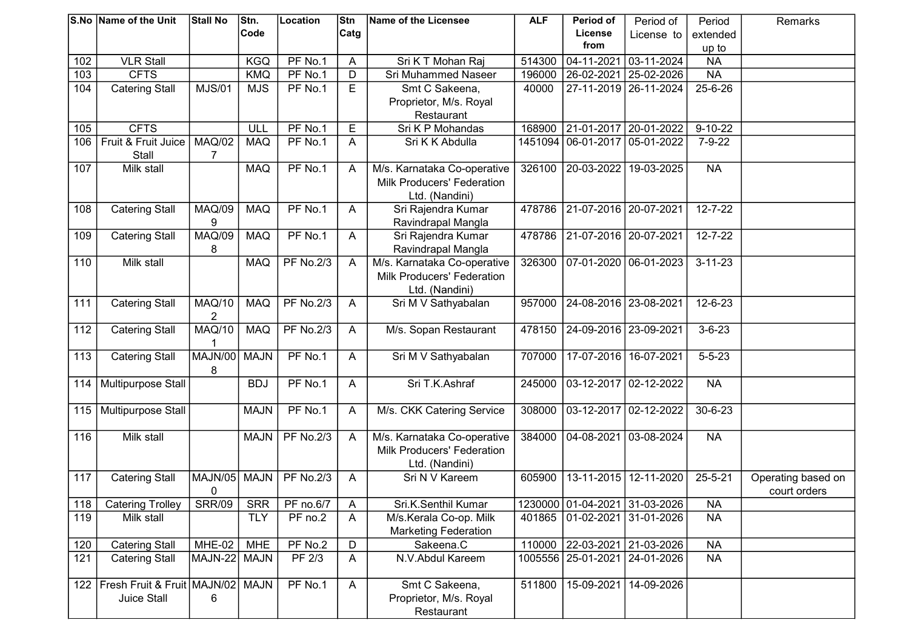| S.No | Name of the Unit | Stall No | Stn. Code | Location | Stn Catg | Name of the Licensee | ALF | Period of License from | Period of License to | Period extended up to | Remarks |
|---|---|---|---|---|---|---|---|---|---|---|---|
| 102 | VLR Stall | | KGQ | PF No.1 | A | Sri K T Mohan Raj | 514300 | 04-11-2021 | 03-11-2024 | NA | |
| 103 | CFTS | | KMQ | PF No.1 | D | Sri Muhammed Naseer | 196000 | 26-02-2021 | 25-02-2026 | NA | |
| 104 | Catering Stall | MJS/01 | MJS | PF No.1 | E | Smt C Sakeena, Proprietor, M/s. Royal Restaurant | 40000 | 27-11-2019 | 26-11-2024 | 25-6-26 | |
| 105 | CFTS | | ULL | PF No.1 | E | Sri K P Mohandas | 168900 | 21-01-2017 | 20-01-2022 | 9-10-22 | |
| 106 | Fruit & Fruit Juice Stall | MAQ/027 | MAQ | PF No.1 | A | Sri K K Abdulla | 1451094 | 06-01-2017 | 05-01-2022 | 7-9-22 | |
| 107 | Milk stall | | MAQ | PF No.1 | A | M/s. Karnataka Co-operative Milk Producers' Federation Ltd. (Nandini) | 326100 | 20-03-2022 | 19-03-2025 | NA | |
| 108 | Catering Stall | MAQ/099 | MAQ | PF No.1 | A | Sri Rajendra Kumar Ravindrapal Mangla | 478786 | 21-07-2016 | 20-07-2021 | 12-7-22 | |
| 109 | Catering Stall | MAQ/098 | MAQ | PF No.1 | A | Sri Rajendra Kumar Ravindrapal Mangla | 478786 | 21-07-2016 | 20-07-2021 | 12-7-22 | |
| 110 | Milk stall | | MAQ | PF No.2/3 | A | M/s. Karnataka Co-operative Milk Producers' Federation Ltd. (Nandini) | 326300 | 07-01-2020 | 06-01-2023 | 3-11-23 | |
| 111 | Catering Stall | MAQ/102 | MAQ | PF No.2/3 | A | Sri M V Sathyabalan | 957000 | 24-08-2016 | 23-08-2021 | 12-6-23 | |
| 112 | Catering Stall | MAQ/101 | MAQ | PF No.2/3 | A | M/s. Sopan Restaurant | 478150 | 24-09-2016 | 23-09-2021 | 3-6-23 | |
| 113 | Catering Stall | MAJN/008 | MAJN | PF No.1 | A | Sri M V Sathyabalan | 707000 | 17-07-2016 | 16-07-2021 | 5-5-23 | |
| 114 | Multipurpose Stall | | BDJ | PF No.1 | A | Sri T.K.Ashraf | 245000 | 03-12-2017 | 02-12-2022 | NA | |
| 115 | Multipurpose Stall | | MAJN | PF No.1 | A | M/s. CKK Catering Service | 308000 | 03-12-2017 | 02-12-2022 | 30-6-23 | |
| 116 | Milk stall | | MAJN | PF No.2/3 | A | M/s. Karnataka Co-operative Milk Producers' Federation Ltd. (Nandini) | 384000 | 04-08-2021 | 03-08-2024 | NA | |
| 117 | Catering Stall | MAJN/050 | MAJN | PF No.2/3 | A | Sri N V Kareem | 605900 | 13-11-2015 | 12-11-2020 | 25-5-21 | Operating based on court orders |
| 118 | Catering Trolley | SRR/09 | SRR | PF no.6/7 | A | Sri.K.Senthil Kumar | 1230000 | 01-04-2021 | 31-03-2026 | NA | |
| 119 | Milk stall | | TLY | PF no.2 | A | M/s.Kerala Co-op. Milk Marketing Federation | 401865 | 01-02-2021 | 31-01-2026 | NA | |
| 120 | Catering Stall | MHE-02 | MHE | PF No.2 | D | Sakeena.C | 110000 | 22-03-2021 | 21-03-2026 | NA | |
| 121 | Catering Stall | MAJN-22 | MAJN | PF 2/3 | A | N.V.Abdul Kareem | 1005556 | 25-01-2021 | 24-01-2026 | NA | |
| 122 | Fresh Fruit & Fruit Juice Stall | MAJN/026 | MAJN | PF No.1 | A | Smt C Sakeena, Proprietor, M/s. Royal Restaurant | 511800 | 15-09-2021 | 14-09-2026 | | |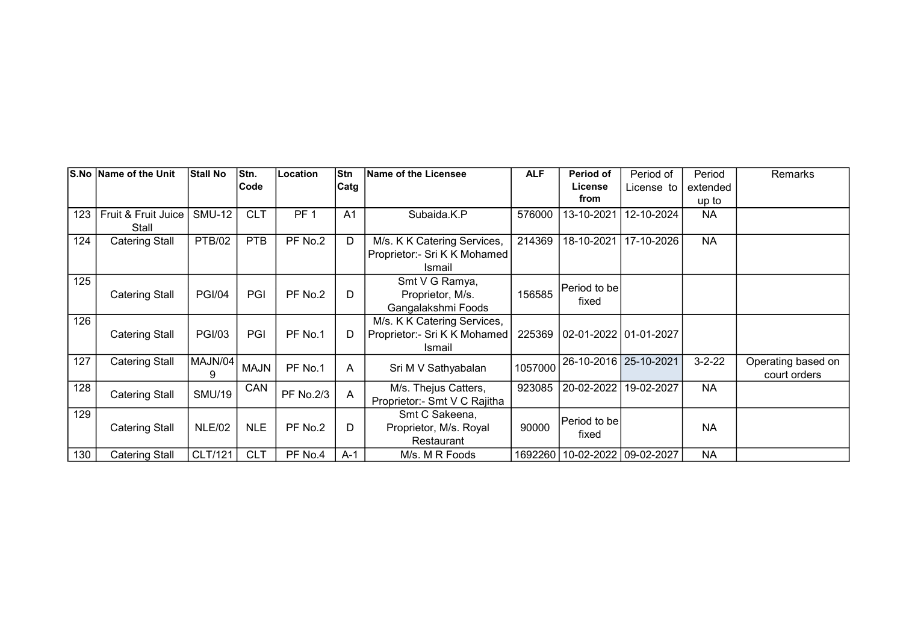| S.No | Name of the Unit | Stall No | Stn. Code | Location | Stn Catg | Name of the Licensee | ALF | Period of License from | Period of License to | Period extended up to | Remarks |
|---|---|---|---|---|---|---|---|---|---|---|---|
| 123 | Fruit & Fruit Juice Stall | SMU-12 | CLT | PF 1 | A1 | Subaida.K.P | 576000 | 13-10-2021 | 12-10-2024 | NA | |
| 124 | Catering Stall | PTB/02 | PTB | PF No.2 | D | M/s. K K Catering Services, Proprietor:- Sri K K Mohamed Ismail | 214369 | 18-10-2021 | 17-10-2026 | NA | |
| 125 | Catering Stall | PGI/04 | PGI | PF No.2 | D | Smt V G Ramya, Proprietor, M/s. Gangalakshmi Foods | 156585 | Period to be fixed | | | |
| 126 | Catering Stall | PGI/03 | PGI | PF No.1 | D | M/s. K K Catering Services, Proprietor:- Sri K K Mohamed Ismail | 225369 | 02-01-2022 | 01-01-2027 | | |
| 127 | Catering Stall | MAJN/049 | MAJN | PF No.1 | A | Sri M V Sathyabalan | 1057000 | 26-10-2016 | 25-10-2021 | 3-2-22 | Operating based on court orders |
| 128 | Catering Stall | SMU/19 | CAN | PF No.2/3 | A | M/s. Thejus Catters, Proprietor:- Smt V C Rajitha | 923085 | 20-02-2022 | 19-02-2027 | NA | |
| 129 | Catering Stall | NLE/02 | NLE | PF No.2 | D | Smt C Sakeena, Proprietor, M/s. Royal Restaurant | 90000 | Period to be fixed | | NA | |
| 130 | Catering Stall | CLT/121 | CLT | PF No.4 | A-1 | M/s. M R Foods | 1692260 | 10-02-2022 | 09-02-2027 | NA | |